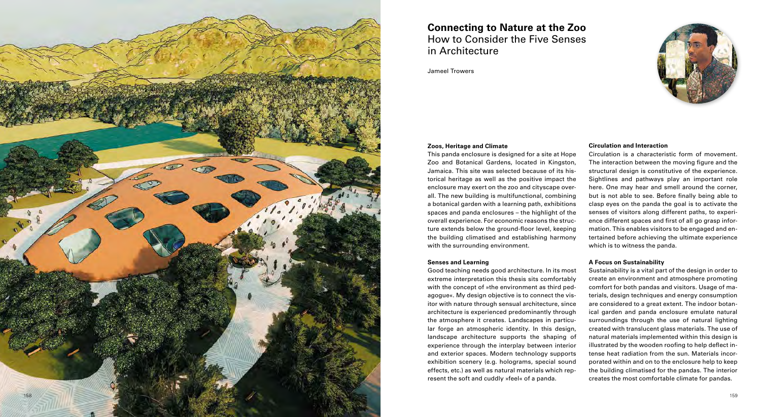# Connecting to Nature at the Zoo
## How to Consider the Five Senses in Architecture

Jameel Trowers

### Zoos, Heritage and Climate

This panda enclosure is designed for a site at Hope Zoo and Botanical Gardens, located in Kingston, Jamaica. This site was selected because of its historical heritage as well as the positive impact the enclosure may exert on the zoo and cityscape overall. The new building is multifunctional, combining a botanical garden with a learning path, exhibitions spaces and panda enclosures – the highlight of the overall experience. For economic reasons the structure extends below the ground-floor level, keeping the building climatised and establishing harmony with the surrounding environment.

### Senses and Learning

Good teaching needs good architecture. In its most extreme interpretation this thesis sits comfortably with the concept of »the environment as third pedagogue«. My design objective is to connect the visitor with nature through sensual architecture, since architecture is experienced predominantly through the atmosphere it creates. Landscapes in particular forge an atmospheric identity. In this design, landscape architecture supports the shaping of experience through the interplay between interior and exterior spaces. Modern technology supports exhibition scenery (e.g. holograms, special sound effects, etc.) as well as natural materials which represent the soft and cuddly »feel« of a panda.

### Circulation and Interaction

Circulation is a characteristic form of movement. The interaction between the moving figure and the structural design is constitutive of the experience. Sightlines and pathways play an important role here. One may hear and smell around the corner, but is not able to see. Before finally being able to clasp eyes on the panda the goal is to activate the senses of visitors along different paths, to experience different spaces and first of all go grasp information. This enables visitors to be engaged and entertained before achieving the ultimate experience which is to witness the panda.

### A Focus on Sustainability

Sustainability is a vital part of the design in order to create an environment and atmosphere promoting comfort for both pandas and visitors. Usage of materials, design techniques and energy consumption are considered to a great extent. The indoor botanical garden and panda enclosure emulate natural surroundings through the use of natural lighting created with translucent glass materials. The use of natural materials implemented within this design is illustrated by the wooden roofing to help deflect intense heat radiation from the sun. Materials incorporated within and on to the enclosure help to keep the building climatised for the pandas. The interior creates the most comfortable climate for pandas.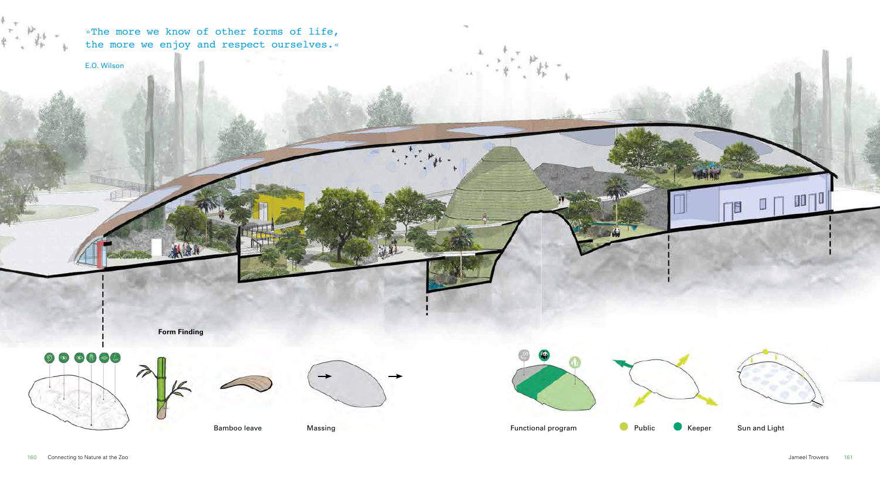»The more we know of other forms of life, the more we enjoy and respect ourselves.«

E.O. Wilson

**Form Finding**

Bamboo leave

Massing

Functional program

Public

Keeper

Sun and Light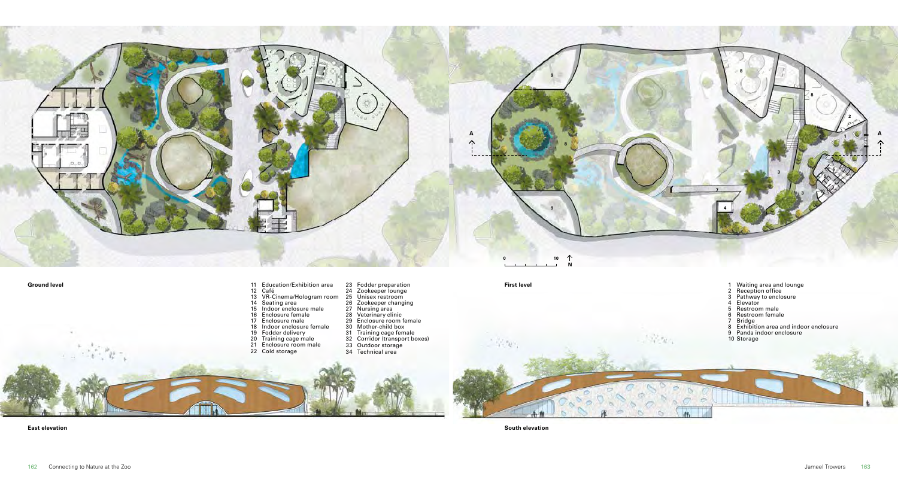**Ground level**

11 Education/Exhibition area
12 Café
13 VR-Cinema/Hologram room
14 Seating area
15 Indoor enclosure male
16 Enclosure female
17 Enclosure male
18 Indoor enclosure female
19 Fodder delivery
20 Training cage male
21 Enclosure room male
22 Cold storage
23 Fodder preparation
24 Zookeeper lounge
25 Unisex restroom
26 Zookeeper changing
27 Nursing area
28 Veterinary clinic
29 Enclosure room female
30 Mother-child box
31 Training cage female
32 Corridor (transport boxes)
33 Outdoor storage
34 Technical area

**First level**

1 Waiting area and lounge
2 Reception office
3 Pathway to enclosure
4 Elevator
5 Restroom male
6 Restroom female
7 Bridge
8 Exhibition area and indoor enclosure
9 Panda indoor enclosure
10 Storage

**East elevation**

**South elevation**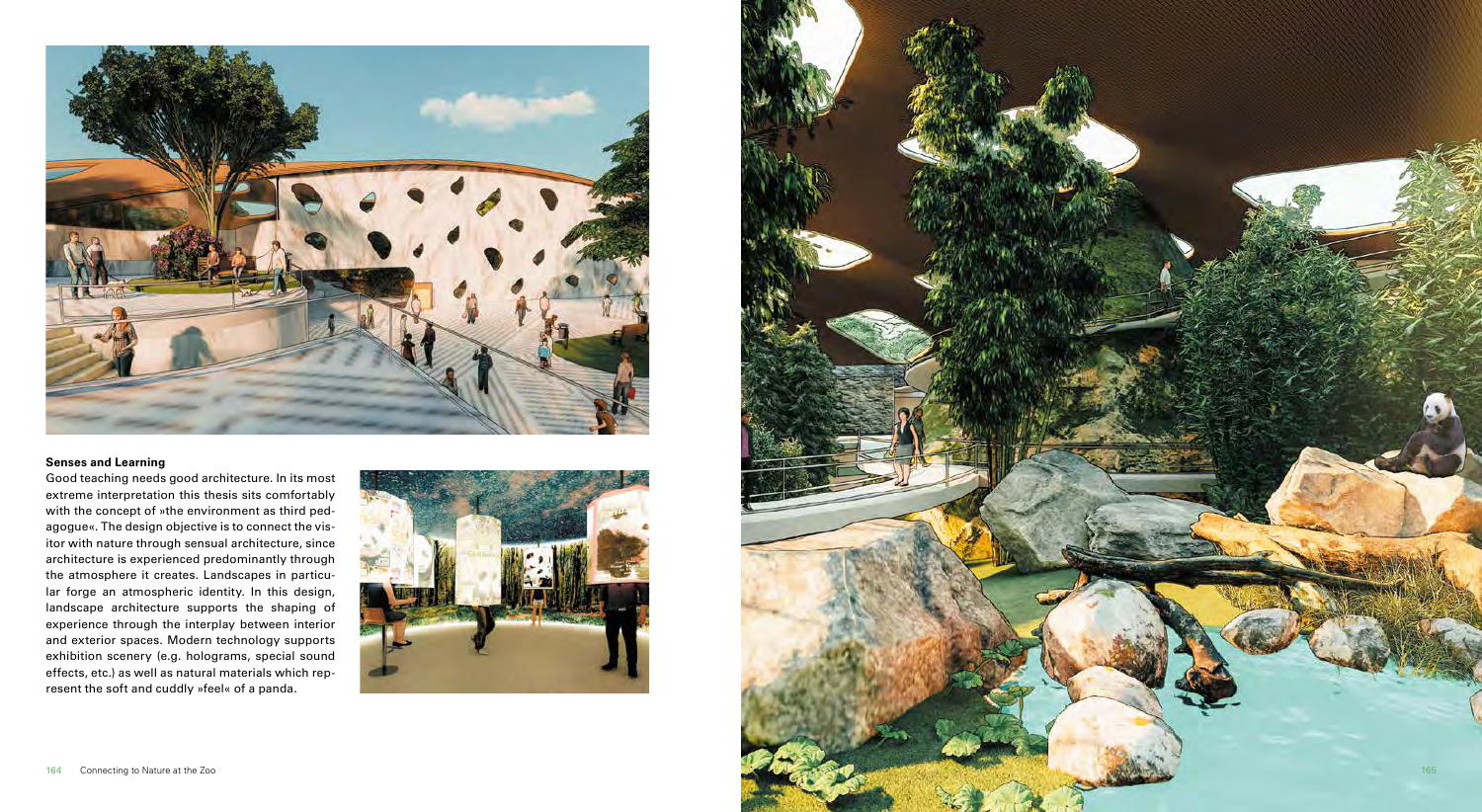**Senses and Learning**

Good teaching needs good architecture. In its most extreme interpretation this thesis sits comfortably with the concept of »the environment as third pedagogue«. The design objective is to connect the visitor with nature through sensual architecture, since architecture is experienced predominantly through the atmosphere it creates. Landscapes in particular forge an atmospheric identity. In this design, landscape architecture supports the shaping of experience through the interplay between interior and exterior spaces. Modern technology supports exhibition scenery (e.g. holograms, special sound effects, etc.) as well as natural materials which represent the soft and cuddly »feel« of a panda.